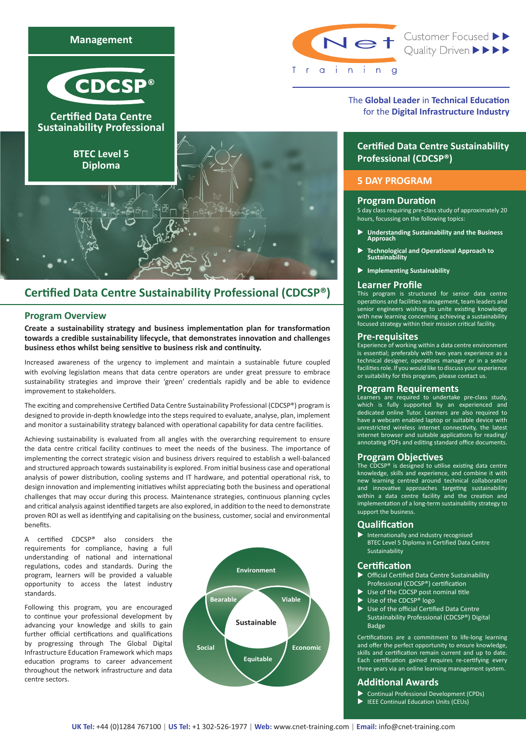Management

# CDCSP®

Certified Data Centre Sustainability Professional

BTEC Level 5 Diploma

Net Training

Customer Focused ▶▶
Quality Driven ▶▶▶▶

The **Global Leader** in **Technical Education** for the **Digital Infrastructure Industry**

# Certified Data Centre Sustainability Professional (CDCSP®)

## Program Overview

**Create a sustainability strategy and business implementation plan for transformation towards a credible sustainability lifecycle, that demonstrates innovation and challenges business ethos whilst being sensitive to business risk and continuity.**

Increased awareness of the urgency to implement and maintain a sustainable future coupled with evolving legislation means that data centre operators are under great pressure to embrace sustainability strategies and improve their 'green' credentials rapidly and be able to evidence improvement to stakeholders.

The exciting and comprehensive Certified Data Centre Sustainability Professional (CDCSP®) program is designed to provide in-depth knowledge into the steps required to evaluate, analyse, plan, implement and monitor a sustainability strategy balanced with operational capability for data centre facilities.

Achieving sustainability is evaluated from all angles with the overarching requirement to ensure the data centre critical facility continues to meet the needs of the business. The importance of implementing the correct strategic vision and business drivers required to establish a well-balanced and structured approach towards sustainability is explored. From initial business case and operational analysis of power distribution, cooling systems and IT hardware, and potential operational risk, to design innovation and implementing initiatives whilst appreciating both the business and operational challenges that may occur during this process. Maintenance strategies, continuous planning cycles and critical analysis against identified targets are also explored, in addition to the need to demonstrate proven ROI as well as identifying and capitalising on the business, customer, social and environmental benefits.

A certified CDCSP® also considers the requirements for compliance, having a full understanding of national and international regulations, codes and standards. During the program, learners will be provided a valuable opportunity to access the latest industry standards.

Following this program, you are encouraged to continue your professional development by advancing your knowledge and skills to gain further official certifications and qualifications by progressing through The Global Digital Infrastructure Education Framework which maps education programs to career advancement throughout the network infrastructure and data centre sectors.

Environment | Bearable | Viable | Sustainable | Social | Economic | Equitable

## Certified Data Centre Sustainability Professional (CDCSP®)

### 5 DAY PROGRAM

### Program Duration

5 day class requiring pre-class study of approximately 20 hours, focussing on the following topics:

- **Understanding Sustainability and the Business Approach**
- **Technological and Operational Approach to Sustainability**
- **Implementing Sustainability**

### Learner Profile

This program is structured for senior data centre operations and facilities management, team leaders and senior engineers wishing to unite existing knowledge with new learning concerning achieving a sustainability focused strategy within their mission critical facility.

### Pre-requisites

Experience of working within a data centre environment is essential; preferably with two years experience as a technical designer, operations manager or in a senior facilities role. If you would like to discuss your experience or suitability for this program, please contact us.

### Program Requirements

Learners are required to undertake pre-class study, which is fully supported by an experienced and dedicated online Tutor. Learners are also required to have a webcam enabled laptop or suitable device with unrestricted wireless internet connectivity, the latest internet browser and suitable applications for reading/annotating PDFs and editing standard office documents.

### Program Objectives

The CDCSP® is designed to utilise existing data centre knowledge, skills and experience, and combine it with new learning centred around technical collaboration and innovative approaches targeting sustainability within a data centre facility and the creation and implementation of a long-term sustainability strategy to support the business.

### Qualification

- Internationally and industry recognised BTEC Level 5 Diploma in Certified Data Centre Sustainability

### Certification

- Official Certified Data Centre Sustainability Professional (CDCSP®) certification
- Use of the CDCSP post nominal title
- Use of the CDCSP® logo
- Use of the official Certified Data Centre Sustainability Professional (CDCSP®) Digital Badge

Certifications are a commitment to life-long learning and offer the perfect opportunity to ensure knowledge, skills and certification remain current and up to date. Each certification gained requires re-certifying every three years via an online learning management system.

### Additional Awards

- Continual Professional Development (CPDs)
- IEEE Continual Education Units (CEUs)

**UK Tel:** +44 (0)1284 767100 | **US Tel:** +1 302-526-1977 | **Web:** www.cnet-training.com | **Email:** info@cnet-training.com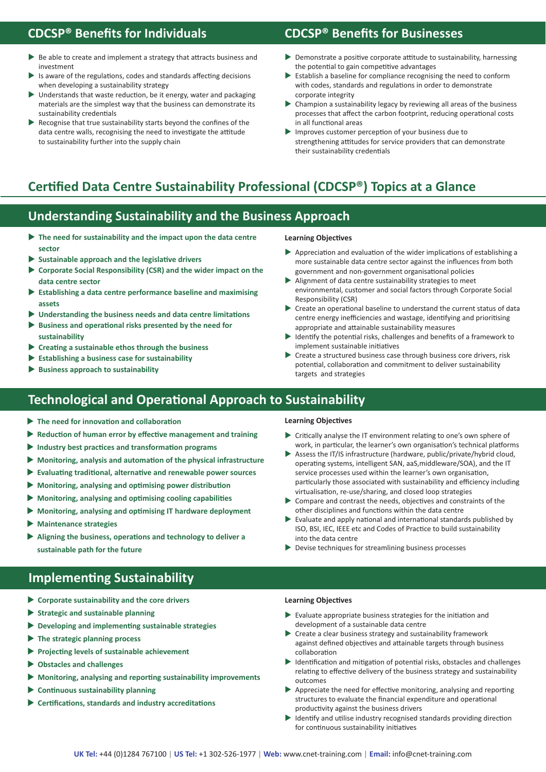## CDCSP® Benefits for Individuals

- Be able to create and implement a strategy that attracts business and investment
- Is aware of the regulations, codes and standards affecting decisions when developing a sustainability strategy
- Understands that waste reduction, be it energy, water and packaging materials are the simplest way that the business can demonstrate its sustainability credentials
- Recognise that true sustainability starts beyond the confines of the data centre walls, recognising the need to investigate the attitude to sustainability further into the supply chain

## CDCSP® Benefits for Businesses

- Demonstrate a positive corporate attitude to sustainability, harnessing the potential to gain competitive advantages
- Establish a baseline for compliance recognising the need to conform with codes, standards and regulations in order to demonstrate corporate integrity
- Champion a sustainability legacy by reviewing all areas of the business processes that affect the carbon footprint, reducing operational costs in all functional areas
- Improves customer perception of your business due to strengthening attitudes for service providers that can demonstrate their sustainability credentials

# Certified Data Centre Sustainability Professional (CDCSP®) Topics at a Glance

## Understanding Sustainability and the Business Approach

- **The need for sustainability and the impact upon the data centre sector**
- **Sustainable approach and the legislative drivers**
- **Corporate Social Responsibility (CSR) and the wider impact on the data centre sector**
- **Establishing a data centre performance baseline and maximising assets**
- **Understanding the business needs and data centre limitations**
- **Business and operational risks presented by the need for sustainability**
- **Creating a sustainable ethos through the business**
- **Establishing a business case for sustainability**
- **Business approach to sustainability**

**Learning Objectives**

- Appreciation and evaluation of the wider implications of establishing a more sustainable data centre sector against the influences from both government and non-government organisational policies
- Alignment of data centre sustainability strategies to meet environmental, customer and social factors through Corporate Social Responsibility (CSR)
- Create an operational baseline to understand the current status of data centre energy inefficiencies and wastage, identifying and prioritising appropriate and attainable sustainability measures
- Identify the potential risks, challenges and benefits of a framework to implement sustainable initiatives
- Create a structured business case through business core drivers, risk potential, collaboration and commitment to deliver sustainability targets and strategies

## Technological and Operational Approach to Sustainability

- **The need for innovation and collaboration**
- **Reduction of human error by effective management and training**
- **Industry best practices and transformation programs**
- **Monitoring, analysis and automation of the physical infrastructure**
- **Evaluating traditional, alternative and renewable power sources**
- **Monitoring, analysing and optimising power distribution**
- **Monitoring, analysing and optimising cooling capabilities**
- **Monitoring, analysing and optimising IT hardware deployment**
- **Maintenance strategies**
- **Aligning the business, operations and technology to deliver a sustainable path for the future**

**Learning Objectives**

- Critically analyse the IT environment relating to one's own sphere of work, in particular, the learner's own organisation's technical platforms
- Assess the IT/IS infrastructure (hardware, public/private/hybrid cloud, operating systems, intelligent SAN, aaS,middleware/SOA), and the IT service processes used within the learner's own organisation, particularly those associated with sustainability and efficiency including virtualisation, re-use/sharing, and closed loop strategies
- Compare and contrast the needs, objectives and constraints of the other disciplines and functions within the data centre
- Evaluate and apply national and international standards published by ISO, BSI, IEC, IEEE etc and Codes of Practice to build sustainability into the data centre
- Devise techniques for streamlining business processes

## Implementing Sustainability

- **Corporate sustainability and the core drivers**
- **Strategic and sustainable planning**
- **Developing and implementing sustainable strategies**
- **The strategic planning process**
- **Projecting levels of sustainable achievement**
- **Obstacles and challenges**
- **Monitoring, analysing and reporting sustainability improvements**
- **Continuous sustainability planning**
- **Certifications, standards and industry accreditations**

**Learning Objectives**

- Evaluate appropriate business strategies for the initiation and development of a sustainable data centre
- Create a clear business strategy and sustainability framework against defined objectives and attainable targets through business collaboration
- Identification and mitigation of potential risks, obstacles and challenges relating to effective delivery of the business strategy and sustainability outcomes
- Appreciate the need for effective monitoring, analysing and reporting structures to evaluate the financial expenditure and operational productivity against the business drivers
- Identify and utilise industry recognised standards providing direction for continuous sustainability initiatives

**UK Tel:** +44 (0)1284 767100 | **US Tel:** +1 302-526-1977 | **Web:** www.cnet-training.com | **Email:** info@cnet-training.com